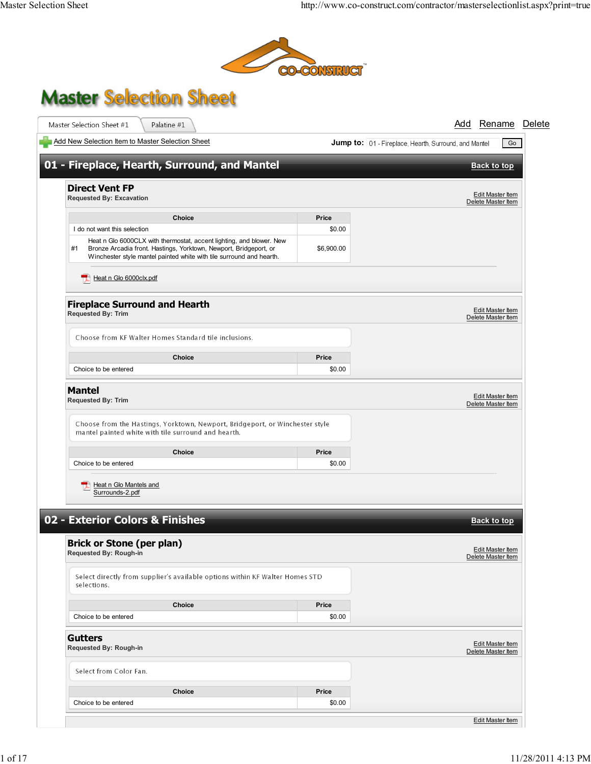# Master Selection Sheet

Master Selection Sheet #1 | Palatine #1

Add Rename Delete

Add New Selection Item to Master Selection Sheet

**Jump to:** 01 - Fireplace, Hearth, Surround, and Mantel Go

## 01 - Fireplace, Hearth, Surround, and Mantel

Back to top

### Direct Vent FP

**Requested By: Excavation**

Edit Master Item
Delete Master Item

| Choice | Price |
|---|---|
| I do not want this selection | $0.00 |
| #1 Heat n Glo 6000CLX with thermostat, accent lighting, and blower. New Bronze Arcadia front. Hastings, Yorktown, Newport, Bridgeport, or Winchester style mantel painted white with tile surround and hearth. | $6,900.00 |

Heat n Glo 6000clx.pdf

### Fireplace Surround and Hearth

**Requested By: Trim**

Edit Master Item
Delete Master Item

Choose from KF Walter Homes Standard tile inclusions.

| Choice | Price |
|---|---|
| Choice to be entered | $0.00 |

### Mantel

**Requested By: Trim**

Edit Master Item
Delete Master Item

Choose from the Hastings, Yorktown, Newport, Bridgeport, or Winchester style mantel painted white with tile surround and hearth.

| Choice | Price |
|---|---|
| Choice to be entered | $0.00 |

Heat n Glo Mantels and Surrounds-2.pdf

## 02 - Exterior Colors & Finishes

Back to top

### Brick or Stone (per plan)

**Requested By: Rough-in**

Edit Master Item
Delete Master Item

Select directly from supplier's available options within KF Walter Homes STD selections.

| Choice | Price |
|---|---|
| Choice to be entered | $0.00 |

### Gutters

**Requested By: Rough-in**

Edit Master Item
Delete Master Item

Select from Color Fan.

| Choice | Price |
|---|---|
| Choice to be entered | $0.00 |

Edit Master Item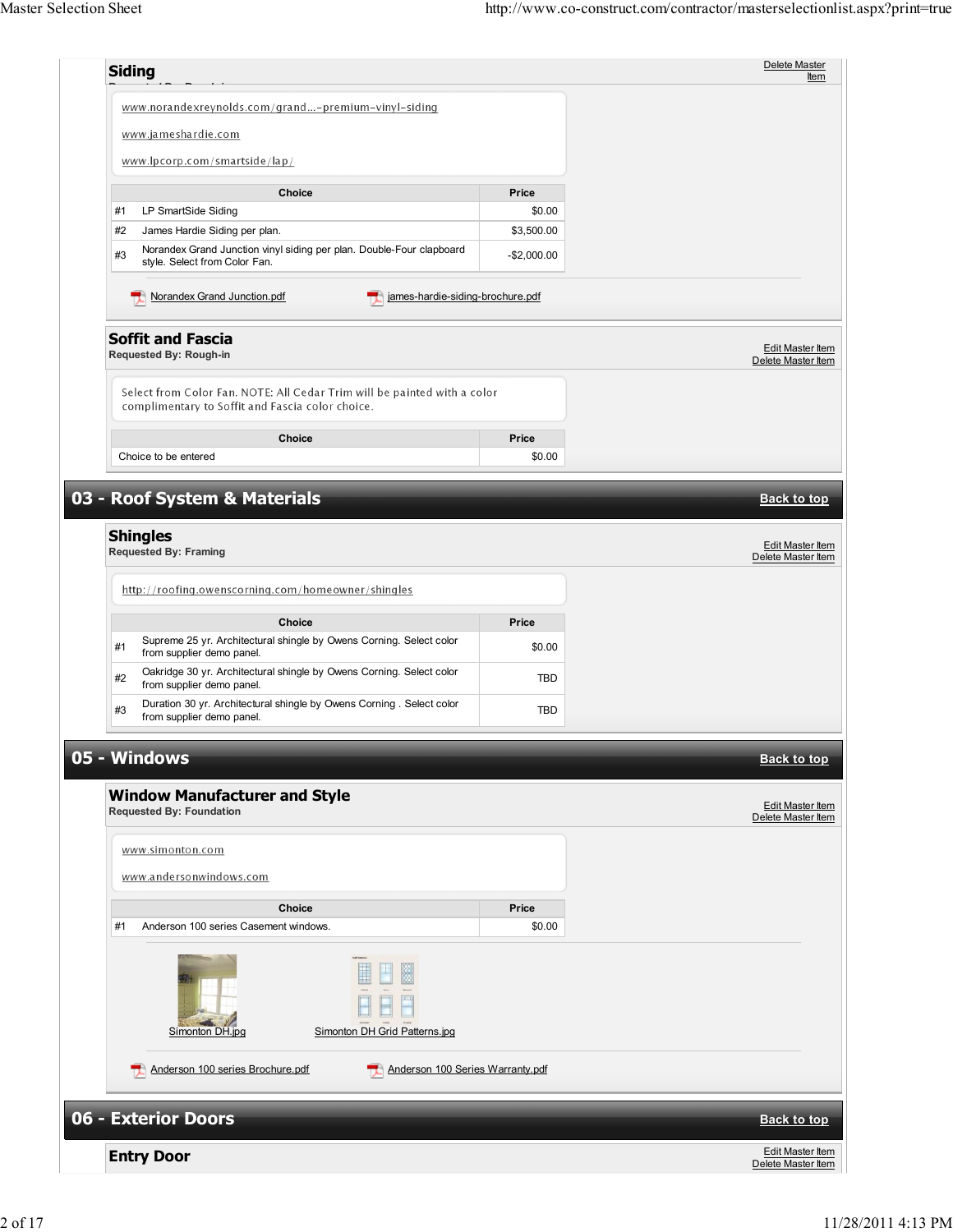## Siding

www.norandexreynolds.com/grand...-premium-vinyl-siding

www.jameshardie.com

www.lpcorp.com/smartside/lap/

| | Choice | Price |
|---|---|---|
| #1 | LP SmartSide Siding | $0.00 |
| #2 | James Hardie Siding per plan. | $3,500.00 |
| #3 | Norandex Grand Junction vinyl siding per plan. Double-Four clapboard style. Select from Color Fan. | -$2,000.00 |

Norandex Grand Junction.pdf

james-hardie-siding-brochure.pdf

## Soffit and Fascia

**Requested By: Rough-in**

Select from Color Fan. NOTE: All Cedar Trim will be painted with a color complimentary to Soffit and Fascia color choice.

| Choice | Price |
|---|---|
| Choice to be entered | $0.00 |

# 03 - Roof System & Materials

## Shingles

**Requested By: Framing**

http://roofing.owenscorning.com/homeowner/shingles

| | Choice | Price |
|---|---|---|
| #1 | Supreme 25 yr. Architectural shingle by Owens Corning. Select color from supplier demo panel. | $0.00 |
| #2 | Oakridge 30 yr. Architectural shingle by Owens Corning. Select color from supplier demo panel. | TBD |
| #3 | Duration 30 yr. Architectural shingle by Owens Corning . Select color from supplier demo panel. | TBD |

# 05 - Windows

## Window Manufacturer and Style

**Requested By: Foundation**

www.simonton.com

www.andersonwindows.com

| | Choice | Price |
|---|---|---|
| #1 | Anderson 100 series Casement windows. | $0.00 |

Simonton DH.jpg

Simonton DH Grid Patterns.jpg

Anderson 100 series Brochure.pdf

Anderson 100 Series Warranty.pdf

# 06 - Exterior Doors

## Entry Door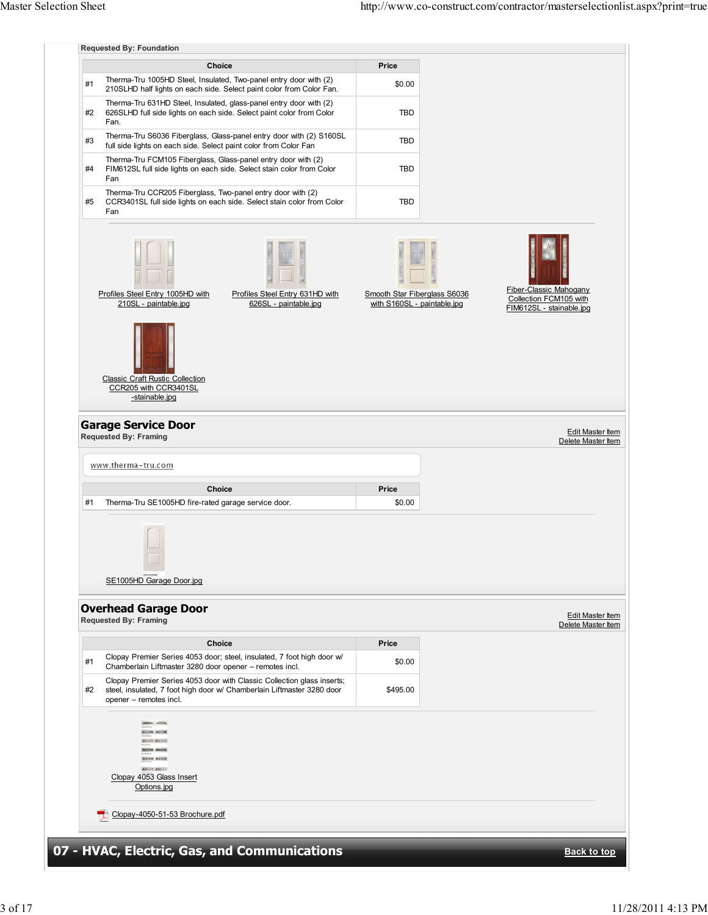Requested By: Foundation

| | Choice | Price |
|---|---|---|
| #1 | Therma-Tru 1005HD Steel, Insulated, Two-panel entry door with (2) 210SLHD half lights on each side. Select paint color from Color Fan. | $0.00 |
| #2 | Therma-Tru 631HD Steel, Insulated, glass-panel entry door with (2) 626SLHD full side lights on each side. Select paint color from Color Fan. | TBD |
| #3 | Therma-Tru S6036 Fiberglass, Glass-panel entry door with (2) S160SL full side lights on each side. Select paint color from Color Fan | TBD |
| #4 | Therma-Tru FCM105 Fiberglass, Glass-panel entry door with (2) FIM612SL full side lights on each side. Select stain color from Color Fan | TBD |
| #5 | Therma-Tru CCR205 Fiberglass, Two-panel entry door with (2) CCR3401SL full side lights on each side. Select stain color from Color Fan | TBD |

Profiles Steel Entry 1005HD with 210SL - paintable.jpg

Profiles Steel Entry 631HD with 626SL - paintable.jpg

Smooth Star Fiberglass S6036 with S160SL - paintable.jpg

Fiber-Classic Mahogany Collection FCM105 with FIM612SL - stainable.jpg

Classic Craft Rustic Collection CCR205 with CCR3401SL -stainable.jpg

## Garage Service Door

Requested By: Framing

Edit Master Item
Delete Master Item

www.therma-tru.com

| | Choice | Price |
|---|---|---|
| #1 | Therma-Tru SE1005HD fire-rated garage service door. | $0.00 |

SE1005HD Garage Door.jpg

## Overhead Garage Door

Requested By: Framing

Edit Master Item
Delete Master Item

| | Choice | Price |
|---|---|---|
| #1 | Clopay Premier Series 4053 door; steel, insulated, 7 foot high door w/ Chamberlain Liftmaster 3280 door opener – remotes incl. | $0.00 |
| #2 | Clopay Premier Series 4053 door with Classic Collection glass inserts; steel, insulated, 7 foot high door w/ Chamberlain Liftmaster 3280 door opener – remotes incl. | $495.00 |

Clopay 4053 Glass Insert Options.jpg

Clopay-4050-51-53 Brochure.pdf

# 07 - HVAC, Electric, Gas, and Communications

Back to top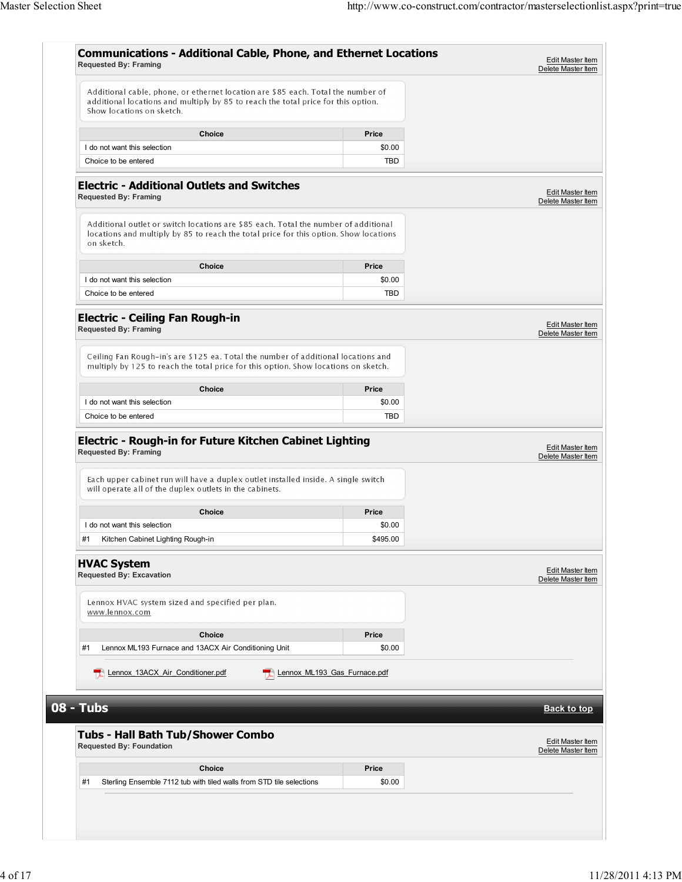### Communications - Additional Cable, Phone, and Ethernet Locations
**Requested By: Framing**

Edit Master Item
Delete Master Item

Additional cable, phone, or ethernet location are $85 each. Total the number of additional locations and multiply by 85 to reach the total price for this option. Show locations on sketch.

| Choice | Price |
| --- | --- |
| I do not want this selection | $0.00 |
| Choice to be entered | TBD |

### Electric - Additional Outlets and Switches
**Requested By: Framing**

Edit Master Item
Delete Master Item

Additional outlet or switch locations are $85 each. Total the number of additional locations and multiply by 85 to reach the total price for this option. Show locations on sketch.

| Choice | Price |
| --- | --- |
| I do not want this selection | $0.00 |
| Choice to be entered | TBD |

### Electric - Ceiling Fan Rough-in
**Requested By: Framing**

Edit Master Item
Delete Master Item

Ceiling Fan Rough-in's are $125 ea. Total the number of additional locations and multiply by 125 to reach the total price for this option. Show locations on sketch.

| Choice | Price |
| --- | --- |
| I do not want this selection | $0.00 |
| Choice to be entered | TBD |

### Electric - Rough-in for Future Kitchen Cabinet Lighting
**Requested By: Framing**

Edit Master Item
Delete Master Item

Each upper cabinet run will have a duplex outlet installed inside. A single switch will operate all of the duplex outlets in the cabinets.

| Choice | Price |
| --- | --- |
| I do not want this selection | $0.00 |
| #1 Kitchen Cabinet Lighting Rough-in | $495.00 |

### HVAC System
**Requested By: Excavation**

Edit Master Item
Delete Master Item

Lennox HVAC system sized and specified per plan.
www.lennox.com

| Choice | Price |
| --- | --- |
| #1 Lennox ML193 Furnace and 13ACX Air Conditioning Unit | $0.00 |

Lennox_13ACX_Air_Conditioner.pdf    Lennox_ML193_Gas_Furnace.pdf

## 08 - Tubs

Back to top

### Tubs - Hall Bath Tub/Shower Combo
**Requested By: Foundation**

Edit Master Item
Delete Master Item

| Choice | Price |
| --- | --- |
| #1 Sterling Ensemble 7112 tub with tiled walls from STD tile selections | $0.00 |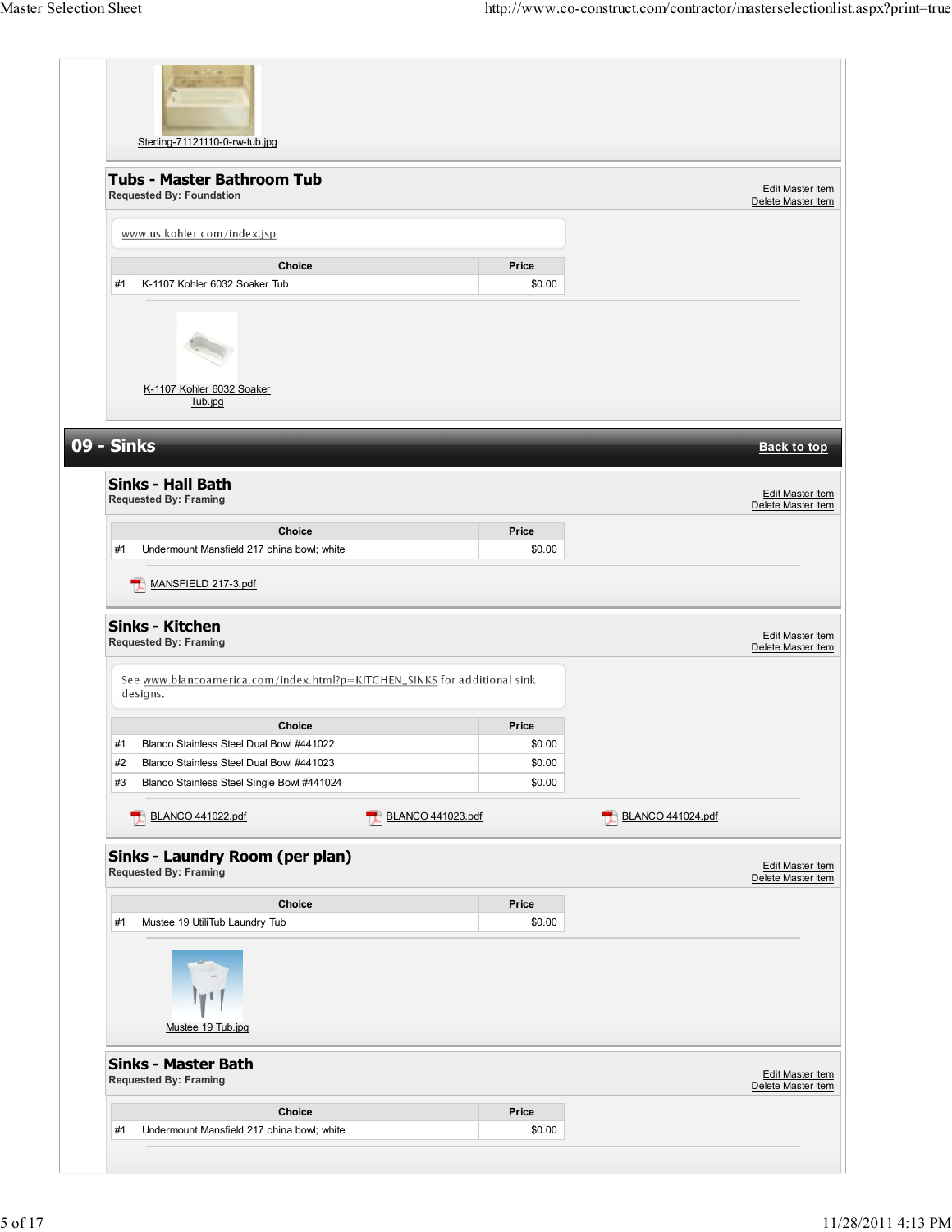Sterling-71121110-0-rw-tub.jpg

## Tubs - Master Bathroom Tub

**Requested By: Foundation**

Edit Master Item
Delete Master Item

www.us.kohler.com/index.jsp

| | Choice | Price |
|---|---|---|
| #1 | K-1107 Kohler 6032 Soaker Tub | $0.00 |

K-1107 Kohler 6032 Soaker Tub.jpg

# 09 - Sinks

Back to top

## Sinks - Hall Bath

**Requested By: Framing**

Edit Master Item
Delete Master Item

| | Choice | Price |
|---|---|---|
| #1 | Undermount Mansfield 217 china bowl; white | $0.00 |

MANSFIELD 217-3.pdf

## Sinks - Kitchen

**Requested By: Framing**

Edit Master Item
Delete Master Item

See www.blancoamerica.com/index.html?p=KITCHEN_SINKS for additional sink designs.

| | Choice | Price |
|---|---|---|
| #1 | Blanco Stainless Steel Dual Bowl #441022 | $0.00 |
| #2 | Blanco Stainless Steel Dual Bowl #441023 | $0.00 |
| #3 | Blanco Stainless Steel Single Bowl #441024 | $0.00 |

BLANCO 441022.pdf
BLANCO 441023.pdf
BLANCO 441024.pdf

## Sinks - Laundry Room (per plan)

**Requested By: Framing**

Edit Master Item
Delete Master Item

| | Choice | Price |
|---|---|---|
| #1 | Mustee 19 UtiliTub Laundry Tub | $0.00 |

Mustee 19 Tub.jpg

## Sinks - Master Bath

**Requested By: Framing**

Edit Master Item
Delete Master Item

| | Choice | Price |
|---|---|---|
| #1 | Undermount Mansfield 217 china bowl; white | $0.00 |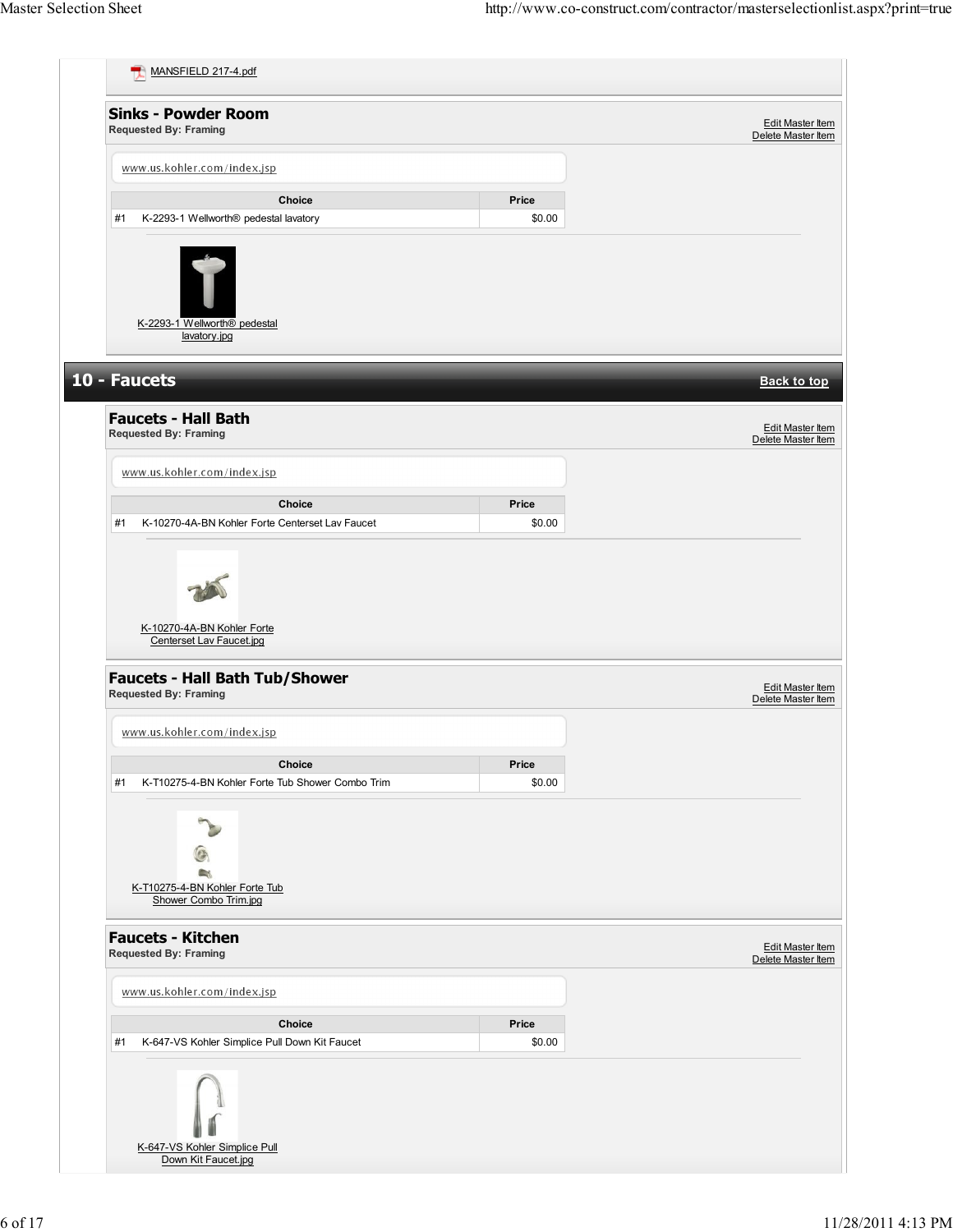MANSFIELD 217-4.pdf

### Sinks - Powder Room

**Requested By: Framing**

Edit Master Item
Delete Master Item

www.us.kohler.com/index.jsp

| | Choice | Price |
|---|---|---|
| #1 | K-2293-1 Wellworth® pedestal lavatory | $0.00 |

K-2293-1 Wellworth® pedestal lavatory.jpg

## 10 - Faucets

Back to top

### Faucets - Hall Bath

**Requested By: Framing**

Edit Master Item
Delete Master Item

www.us.kohler.com/index.jsp

| | Choice | Price |
|---|---|---|
| #1 | K-10270-4A-BN Kohler Forte Centerset Lav Faucet | $0.00 |

K-10270-4A-BN Kohler Forte Centerset Lav Faucet.jpg

### Faucets - Hall Bath Tub/Shower

**Requested By: Framing**

Edit Master Item
Delete Master Item

www.us.kohler.com/index.jsp

| | Choice | Price |
|---|---|---|
| #1 | K-T10275-4-BN Kohler Forte Tub Shower Combo Trim | $0.00 |

K-T10275-4-BN Kohler Forte Tub Shower Combo Trim.jpg

### Faucets - Kitchen

**Requested By: Framing**

Edit Master Item
Delete Master Item

www.us.kohler.com/index.jsp

| | Choice | Price |
|---|---|---|
| #1 | K-647-VS Kohler Simplice Pull Down Kit Faucet | $0.00 |

K-647-VS Kohler Simplice Pull Down Kit Faucet.jpg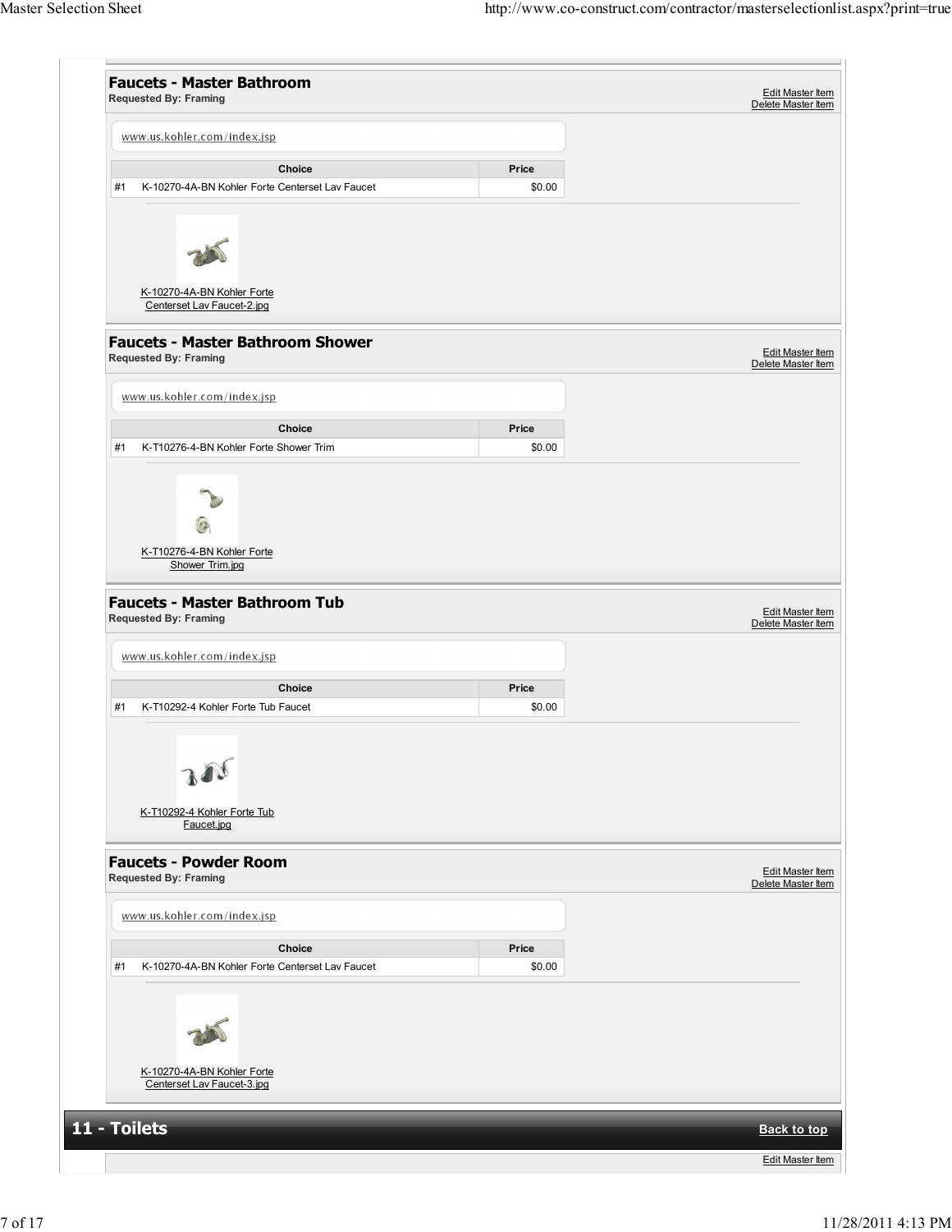### Faucets - Master Bathroom

**Requested By: Framing**

Edit Master Item
Delete Master Item

www.us.kohler.com/index.jsp

| | Choice | Price |
|---|---|---|
| #1 | K-10270-4A-BN Kohler Forte Centerset Lav Faucet | $0.00 |

K-10270-4A-BN Kohler Forte Centerset Lav Faucet-2.jpg

### Faucets - Master Bathroom Shower

**Requested By: Framing**

Edit Master Item
Delete Master Item

www.us.kohler.com/index.jsp

| | Choice | Price |
|---|---|---|
| #1 | K-T10276-4-BN Kohler Forte Shower Trim | $0.00 |

K-T10276-4-BN Kohler Forte Shower Trim.jpg

### Faucets - Master Bathroom Tub

**Requested By: Framing**

Edit Master Item
Delete Master Item

www.us.kohler.com/index.jsp

| | Choice | Price |
|---|---|---|
| #1 | K-T10292-4 Kohler Forte Tub Faucet | $0.00 |

K-T10292-4 Kohler Forte Tub Faucet.jpg

### Faucets - Powder Room

**Requested By: Framing**

Edit Master Item
Delete Master Item

www.us.kohler.com/index.jsp

| | Choice | Price |
|---|---|---|
| #1 | K-10270-4A-BN Kohler Forte Centerset Lav Faucet | $0.00 |

K-10270-4A-BN Kohler Forte Centerset Lav Faucet-3.jpg

## 11 - Toilets

Back to top

Edit Master Item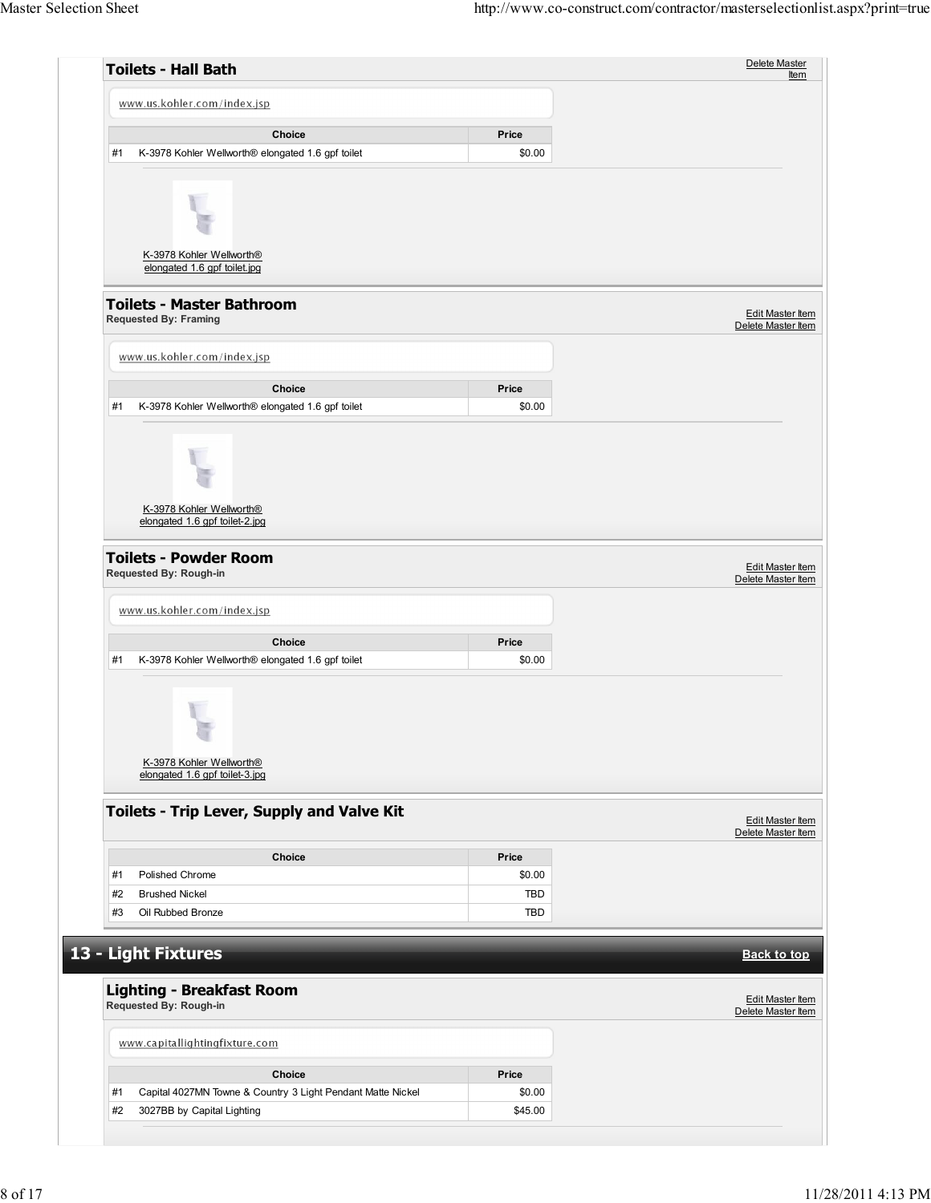### Toilets - Hall Bath

Delete Master Item

www.us.kohler.com/index.jsp

| | Choice | Price |
|---|---|---|
| #1 | K-3978 Kohler Wellworth® elongated 1.6 gpf toilet | $0.00 |

K-3978 Kohler Wellworth® elongated 1.6 gpf toilet.jpg

### Toilets - Master Bathroom

**Requested By: Framing**

Edit Master Item
Delete Master Item

www.us.kohler.com/index.jsp

| | Choice | Price |
|---|---|---|
| #1 | K-3978 Kohler Wellworth® elongated 1.6 gpf toilet | $0.00 |

K-3978 Kohler Wellworth® elongated 1.6 gpf toilet-2.jpg

### Toilets - Powder Room

**Requested By: Rough-in**

Edit Master Item
Delete Master Item

www.us.kohler.com/index.jsp

| | Choice | Price |
|---|---|---|
| #1 | K-3978 Kohler Wellworth® elongated 1.6 gpf toilet | $0.00 |

K-3978 Kohler Wellworth® elongated 1.6 gpf toilet-3.jpg

### Toilets - Trip Lever, Supply and Valve Kit

Edit Master Item
Delete Master Item

| | Choice | Price |
|---|---|---|
| #1 | Polished Chrome | $0.00 |
| #2 | Brushed Nickel | TBD |
| #3 | Oil Rubbed Bronze | TBD |

## 13 - Light Fixtures

Back to top

### Lighting - Breakfast Room

**Requested By: Rough-in**

Edit Master Item
Delete Master Item

www.capitallightingfixture.com

| | Choice | Price |
|---|---|---|
| #1 | Capital 4027MN Towne & Country 3 Light Pendant Matte Nickel | $0.00 |
| #2 | 3027BB by Capital Lighting | $45.00 |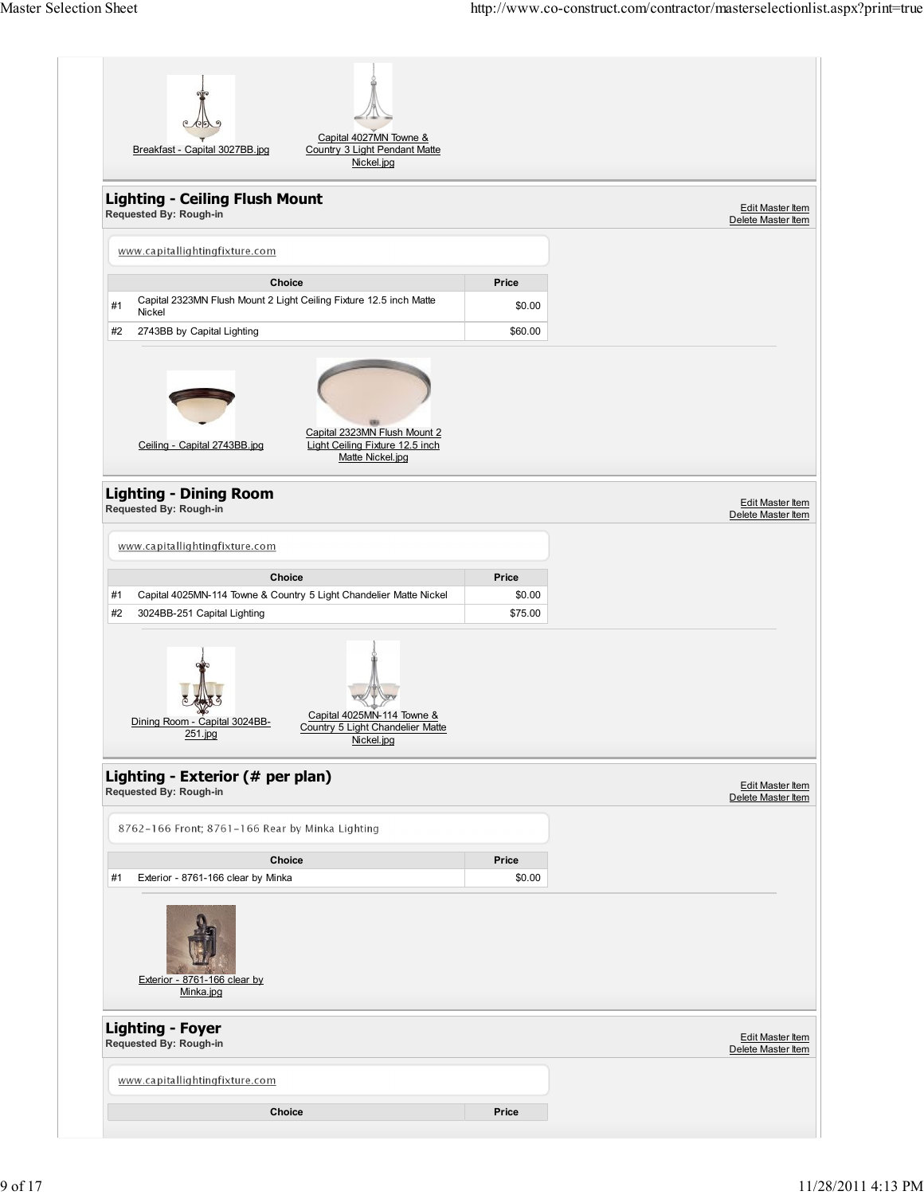Breakfast - Capital 3027BB.jpg

Capital 4027MN Towne & Country 3 Light Pendant Matte Nickel.jpg

## Lighting - Ceiling Flush Mount

**Requested By: Rough-in**

Edit Master Item
Delete Master Item

www.capitallightingfixture.com

| | Choice | Price |
|---|---|---|
| #1 | Capital 2323MN Flush Mount 2 Light Ceiling Fixture 12.5 inch Matte Nickel | $0.00 |
| #2 | 2743BB by Capital Lighting | $60.00 |

Ceiling - Capital 2743BB.jpg

Capital 2323MN Flush Mount 2 Light Ceiling Fixture 12.5 inch Matte Nickel.jpg

## Lighting - Dining Room

**Requested By: Rough-in**

Edit Master Item
Delete Master Item

www.capitallightingfixture.com

| | Choice | Price |
|---|---|---|
| #1 | Capital 4025MN-114 Towne & Country 5 Light Chandelier Matte Nickel | $0.00 |
| #2 | 3024BB-251 Capital Lighting | $75.00 |

Dining Room - Capital 3024BB-251.jpg

Capital 4025MN-114 Towne & Country 5 Light Chandelier Matte Nickel.jpg

## Lighting - Exterior (# per plan)

**Requested By: Rough-in**

Edit Master Item
Delete Master Item

8762-166 Front; 8761-166 Rear by Minka Lighting

| | Choice | Price |
|---|---|---|
| #1 | Exterior - 8761-166 clear by Minka | $0.00 |

Exterior - 8761-166 clear by Minka.jpg

## Lighting - Foyer

**Requested By: Rough-in**

Edit Master Item
Delete Master Item

www.capitallightingfixture.com

| Choice | Price |
|---|---|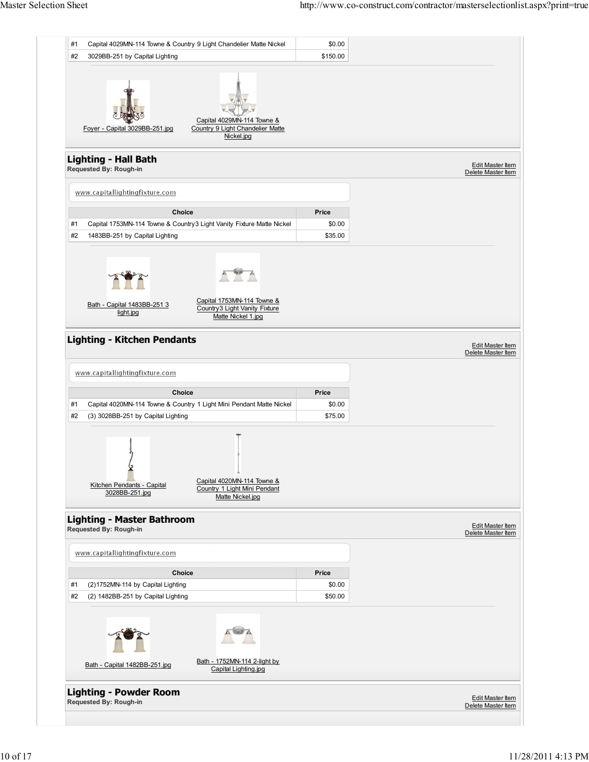| # | Choice | Price |
|---|---|---|
| #1 | Capital 4029MN-114 Towne & Country 9 Light Chandelier Matte Nickel | $0.00 |
| #2 | 3029BB-251 by Capital Lighting | $150.00 |

Foyer - Capital 3029BB-251.jpg

Capital 4029MN-114 Towne & Country 9 Light Chandelier Matte Nickel.jpg

## Lighting - Hall Bath

**Requested By: Rough-in**

Edit Master Item
Delete Master Item

www.capitallightingfixture.com

| | Choice | Price |
|---|---|---|
| #1 | Capital 1753MN-114 Towne & Country3 Light Vanity Fixture Matte Nickel | $0.00 |
| #2 | 1483BB-251 by Capital Lighting | $35.00 |

Bath - Capital 1483BB-251 3 light.jpg

Capital 1753MN-114 Towne & Country3 Light Vanity Fixture Matte Nickel 1.jpg

## Lighting - Kitchen Pendants

Edit Master Item
Delete Master Item

www.capitallightingfixture.com

| | Choice | Price |
|---|---|---|
| #1 | Capital 4020MN-114 Towne & Country 1 Light Mini Pendant Matte Nickel | $0.00 |
| #2 | (3) 3028BB-251 by Capital Lighting | $75.00 |

Kitchen Pendants - Capital 3028BB-251.jpg

Capital 4020MN-114 Towne & Country 1 Light Mini Pendant Matte Nickel.jpg

## Lighting - Master Bathroom

**Requested By: Rough-in**

Edit Master Item
Delete Master Item

www.capitallightingfixture.com

| | Choice | Price |
|---|---|---|
| #1 | (2)1752MN-114 by Capital Lighting | $0.00 |
| #2 | (2) 1482BB-251 by Capital Lighting | $50.00 |

Bath - Capital 1482BB-251.jpg

Bath - 1752MN-114 2-light by Capital Lighting.jpg

## Lighting - Powder Room

**Requested By: Rough-in**

Edit Master Item
Delete Master Item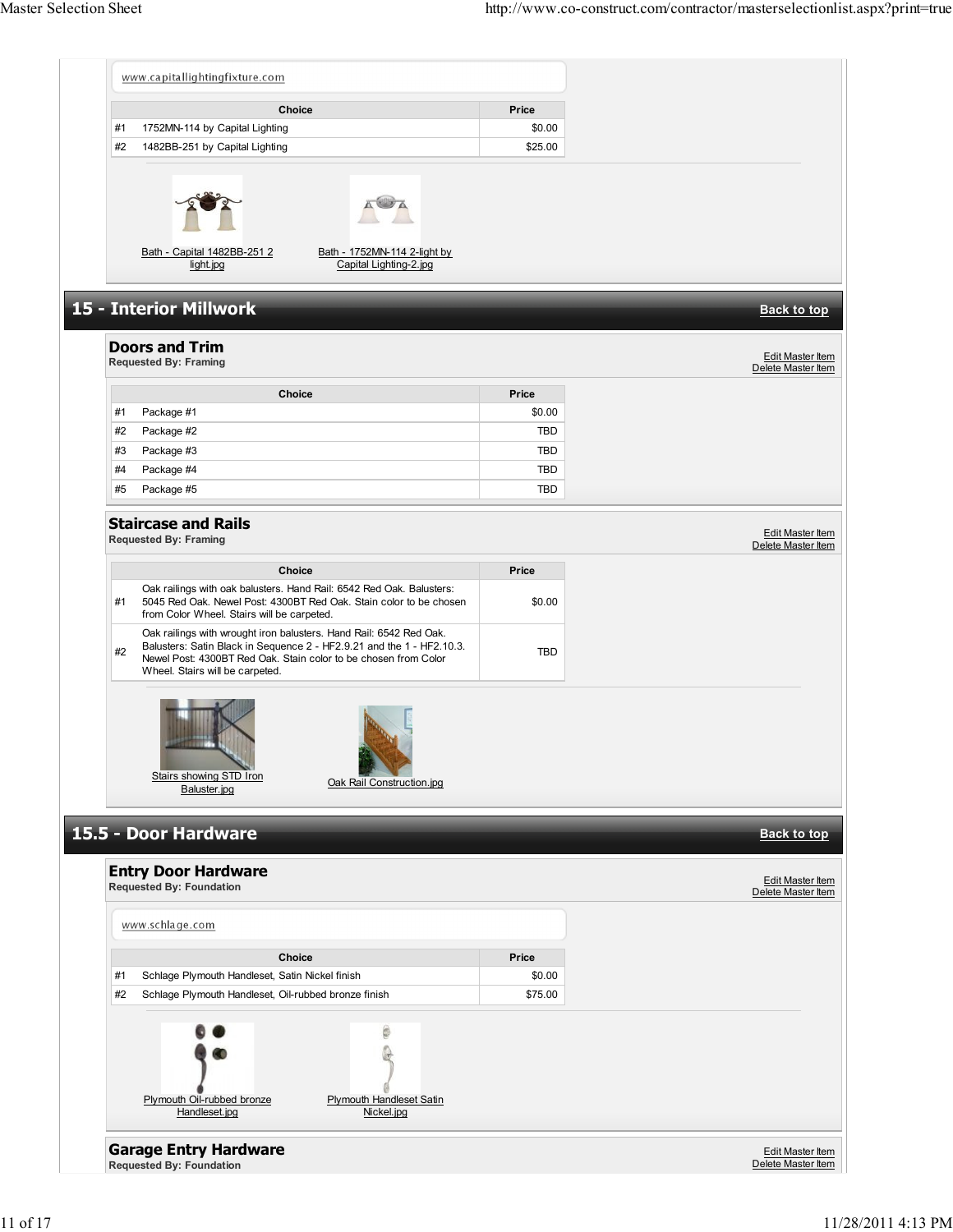www.capitallightingfixture.com

| | Choice | Price |
|---|---|---|
| #1 | 1752MN-114 by Capital Lighting | $0.00 |
| #2 | 1482BB-251 by Capital Lighting | $25.00 |

Bath - Capital 1482BB-251 2 light.jpg

Bath - 1752MN-114 2-light by Capital Lighting-2.jpg

## 15 - Interior Millwork

Back to top

### Doors and Trim

**Requested By: Framing**

Edit Master Item
Delete Master Item

| | Choice | Price |
|---|---|---|
| #1 | Package #1 | $0.00 |
| #2 | Package #2 | TBD |
| #3 | Package #3 | TBD |
| #4 | Package #4 | TBD |
| #5 | Package #5 | TBD |

### Staircase and Rails

**Requested By: Framing**

Edit Master Item
Delete Master Item

| | Choice | Price |
|---|---|---|
| #1 | Oak railings with oak balusters. Hand Rail: 6542 Red Oak. Balusters: 5045 Red Oak. Newel Post: 4300BT Red Oak. Stain color to be chosen from Color Wheel. Stairs will be carpeted. | $0.00 |
| #2 | Oak railings with wrought iron balusters. Hand Rail: 6542 Red Oak. Balusters: Satin Black in Sequence 2 - HF2.9.21 and the 1 - HF2.10.3. Newel Post: 4300BT Red Oak. Stain color to be chosen from Color Wheel. Stairs will be carpeted. | TBD |

Stairs showing STD Iron Baluster.jpg

Oak Rail Construction.jpg

## 15.5 - Door Hardware

Back to top

### Entry Door Hardware

**Requested By: Foundation**

Edit Master Item
Delete Master Item

www.schlage.com

| | Choice | Price |
|---|---|---|
| #1 | Schlage Plymouth Handleset, Satin Nickel finish | $0.00 |
| #2 | Schlage Plymouth Handleset, Oil-rubbed bronze finish | $75.00 |

Plymouth Oil-rubbed bronze Handleset.jpg

Plymouth Handleset Satin Nickel.jpg

### Garage Entry Hardware

**Requested By: Foundation**

Edit Master Item
Delete Master Item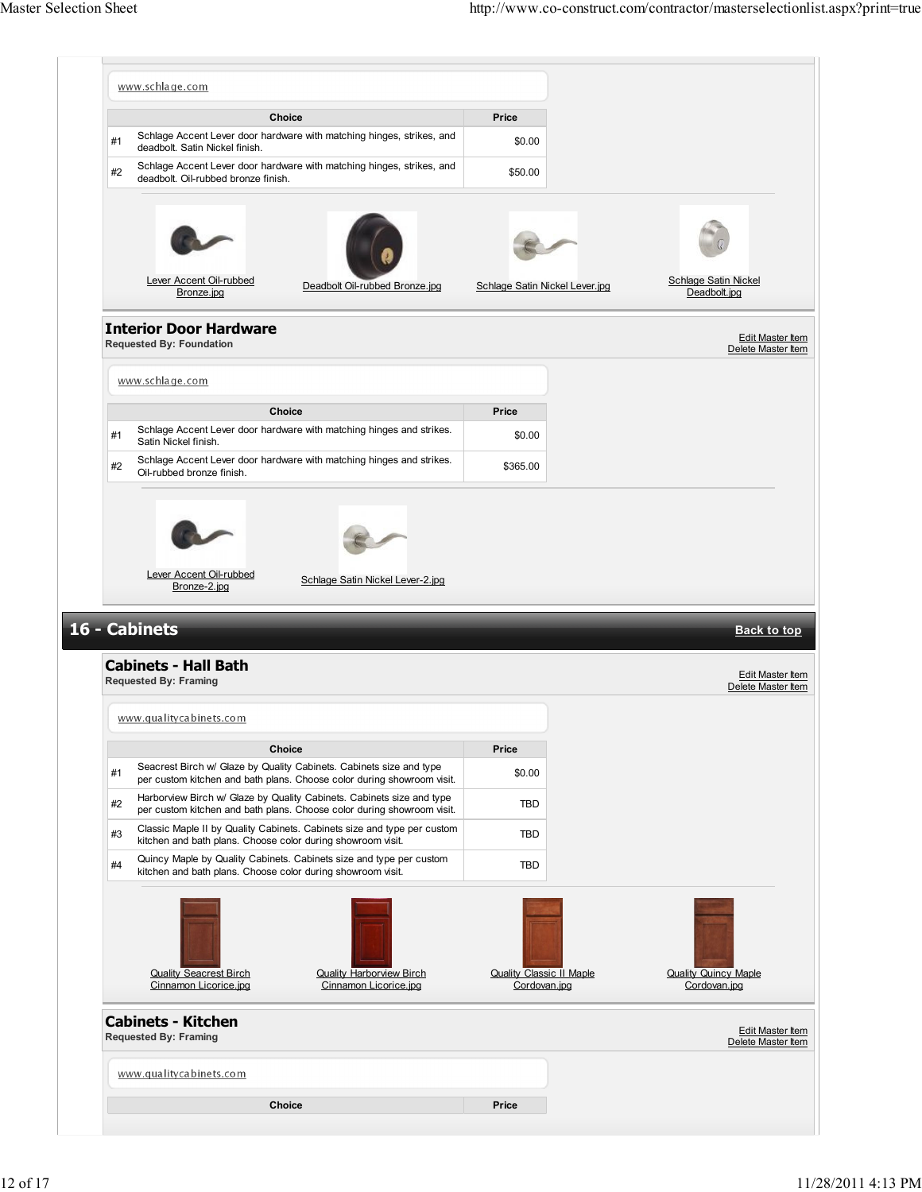www.schlage.com

| | Choice | Price |
|---|---|---|
| #1 | Schlage Accent Lever door hardware with matching hinges, strikes, and deadbolt. Satin Nickel finish. | $0.00 |
| #2 | Schlage Accent Lever door hardware with matching hinges, strikes, and deadbolt. Oil-rubbed bronze finish. | $50.00 |

Lever Accent Oil-rubbed Bronze.jpg

Deadbolt Oil-rubbed Bronze.jpg

Schlage Satin Nickel Lever.jpg

Schlage Satin Nickel Deadbolt.jpg

## Interior Door Hardware

**Requested By: Foundation**

Edit Master Item
Delete Master Item

www.schlage.com

| | Choice | Price |
|---|---|---|
| #1 | Schlage Accent Lever door hardware with matching hinges and strikes. Satin Nickel finish. | $0.00 |
| #2 | Schlage Accent Lever door hardware with matching hinges and strikes. Oil-rubbed bronze finish. | $365.00 |

Lever Accent Oil-rubbed Bronze-2.jpg

Schlage Satin Nickel Lever-2.jpg

# 16 - Cabinets

Back to top

## Cabinets - Hall Bath

**Requested By: Framing**

Edit Master Item
Delete Master Item

www.qualitycabinets.com

| | Choice | Price |
|---|---|---|
| #1 | Seacrest Birch w/ Glaze by Quality Cabinets. Cabinets size and type per custom kitchen and bath plans. Choose color during showroom visit. | $0.00 |
| #2 | Harborview Birch w/ Glaze by Quality Cabinets. Cabinets size and type per custom kitchen and bath plans. Choose color during showroom visit. | TBD |
| #3 | Classic Maple II by Quality Cabinets. Cabinets size and type per custom kitchen and bath plans. Choose color during showroom visit. | TBD |
| #4 | Quincy Maple by Quality Cabinets. Cabinets size and type per custom kitchen and bath plans. Choose color during showroom visit. | TBD |

Quality Seacrest Birch Cinnamon Licorice.jpg

Quality Harborview Birch Cinnamon Licorice.jpg

Quality Classic II Maple Cordovan.jpg

Quality Quincy Maple Cordovan.jpg

## Cabinets - Kitchen

**Requested By: Framing**

Edit Master Item
Delete Master Item

www.qualitycabinets.com

| Choice | Price |
|---|---|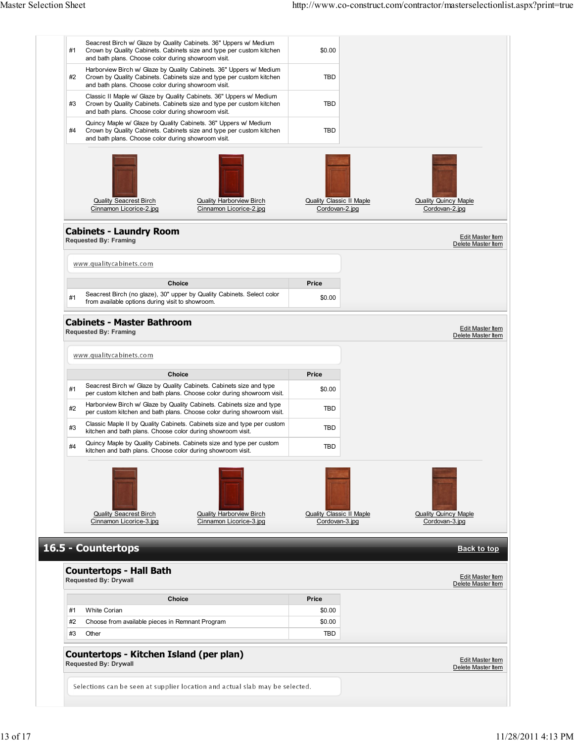| | | |
|---|---|---|
| #1 | Seacrest Birch w/ Glaze by Quality Cabinets. 36" Uppers w/ Medium Crown by Quality Cabinets. Cabinets size and type per custom kitchen and bath plans. Choose color during showroom visit. | $0.00 |
| #2 | Harborview Birch w/ Glaze by Quality Cabinets. 36" Uppers w/ Medium Crown by Quality Cabinets. Cabinets size and type per custom kitchen and bath plans. Choose color during showroom visit. | TBD |
| #3 | Classic II Maple w/ Glaze by Quality Cabinets. 36" Uppers w/ Medium Crown by Quality Cabinets. Cabinets size and type per custom kitchen and bath plans. Choose color during showroom visit. | TBD |
| #4 | Quincy Maple w/ Glaze by Quality Cabinets. 36" Uppers w/ Medium Crown by Quality Cabinets. Cabinets size and type per custom kitchen and bath plans. Choose color during showroom visit. | TBD |

Quality Seacrest Birch Cinnamon Licorice-2.jpg

Quality Harborview Birch Cinnamon Licorice-2.jpg

Quality Classic II Maple Cordovan-2.jpg

Quality Quincy Maple Cordovan-2.jpg

## Cabinets - Laundry Room

**Requested By: Framing**

Edit Master Item
Delete Master Item

www.qualitycabinets.com

| | Choice | Price |
|---|---|---|
| #1 | Seacrest Birch (no glaze), 30" upper by Quality Cabinets. Select color from available options during visit to showroom. | $0.00 |

## Cabinets - Master Bathroom

**Requested By: Framing**

Edit Master Item
Delete Master Item

www.qualitycabinets.com

| | Choice | Price |
|---|---|---|
| #1 | Seacrest Birch w/ Glaze by Quality Cabinets. Cabinets size and type per custom kitchen and bath plans. Choose color during showroom visit. | $0.00 |
| #2 | Harborview Birch w/ Glaze by Quality Cabinets. Cabinets size and type per custom kitchen and bath plans. Choose color during showroom visit. | TBD |
| #3 | Classic Maple II by Quality Cabinets. Cabinets size and type per custom kitchen and bath plans. Choose color during showroom visit. | TBD |
| #4 | Quincy Maple by Quality Cabinets. Cabinets size and type per custom kitchen and bath plans. Choose color during showroom visit. | TBD |

Quality Seacrest Birch Cinnamon Licorice-3.jpg

Quality Harborview Birch Cinnamon Licorice-3.jpg

Quality Classic II Maple Cordovan-3.jpg

Quality Quincy Maple Cordovan-3.jpg

# 16.5 - Countertops

Back to top

## Countertops - Hall Bath

**Requested By: Drywall**

Edit Master Item
Delete Master Item

| | Choice | Price |
|---|---|---|
| #1 | White Corian | $0.00 |
| #2 | Choose from available pieces in Remnant Program | $0.00 |
| #3 | Other | TBD |

## Countertops - Kitchen Island (per plan)

**Requested By: Drywall**

Edit Master Item
Delete Master Item

Selections can be seen at supplier location and actual slab may be selected.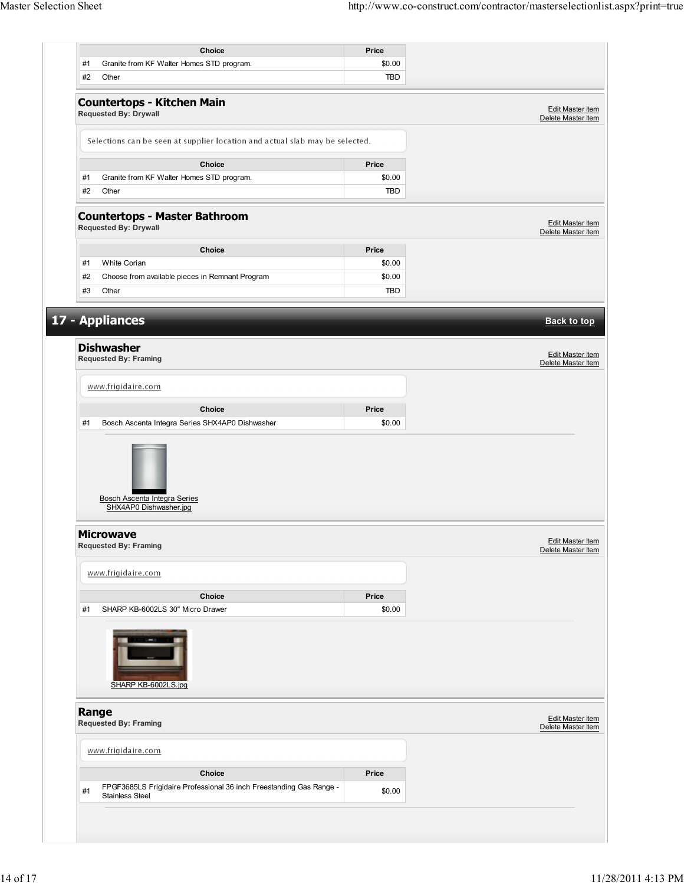| | Choice | Price |
|---|---|---|
| #1 | Granite from KF Walter Homes STD program. | $0.00 |
| #2 | Other | TBD |

### Countertops - Kitchen Main

**Requested By: Drywall**

Edit Master Item
Delete Master Item

Selections can be seen at supplier location and actual slab may be selected.

| | Choice | Price |
|---|---|---|
| #1 | Granite from KF Walter Homes STD program. | $0.00 |
| #2 | Other | TBD |

### Countertops - Master Bathroom

**Requested By: Drywall**

Edit Master Item
Delete Master Item

| | Choice | Price |
|---|---|---|
| #1 | White Corian | $0.00 |
| #2 | Choose from available pieces in Remnant Program | $0.00 |
| #3 | Other | TBD |

## 17 - Appliances

Back to top

### Dishwasher

**Requested By: Framing**

Edit Master Item
Delete Master Item

www.frigidaire.com

| | Choice | Price |
|---|---|---|
| #1 | Bosch Ascenta Integra Series SHX4AP0 Dishwasher | $0.00 |

Bosch Ascenta Integra Series SHX4AP0 Dishwasher.jpg

### Microwave

**Requested By: Framing**

Edit Master Item
Delete Master Item

www.frigidaire.com

| | Choice | Price |
|---|---|---|
| #1 | SHARP KB-6002LS 30" Micro Drawer | $0.00 |

SHARP KB-6002LS.jpg

### Range

**Requested By: Framing**

Edit Master Item
Delete Master Item

www.frigidaire.com

| | Choice | Price |
|---|---|---|
| #1 | FPGF3685LS Frigidaire Professional 36 inch Freestanding Gas Range - Stainless Steel | $0.00 |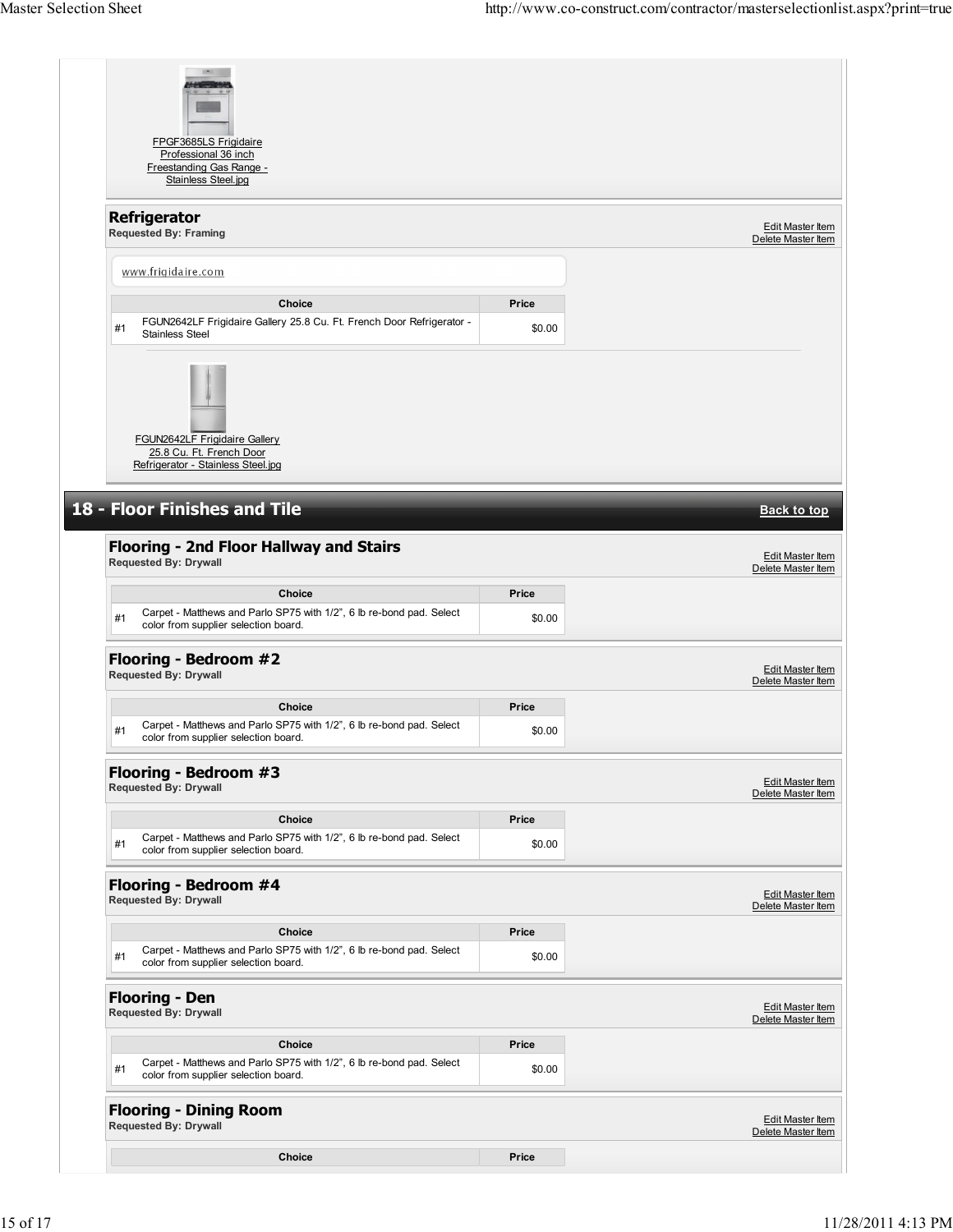FPGF3685LS Frigidaire Professional 36 inch Freestanding Gas Range - Stainless Steel.jpg

### Refrigerator

**Requested By: Framing**

Edit Master Item
Delete Master Item

www.frigidaire.com

| | Choice | Price |
|---|---|---|
| #1 | FGUN2642LF Frigidaire Gallery 25.8 Cu. Ft. French Door Refrigerator - Stainless Steel | $0.00 |

FGUN2642LF Frigidaire Gallery 25.8 Cu. Ft. French Door Refrigerator - Stainless Steel.jpg

## 18 - Floor Finishes and Tile

Back to top

### Flooring - 2nd Floor Hallway and Stairs

**Requested By: Drywall**

Edit Master Item
Delete Master Item

| | Choice | Price |
|---|---|---|
| #1 | Carpet - Matthews and Parlo SP75 with 1/2", 6 lb re-bond pad. Select color from supplier selection board. | $0.00 |

### Flooring - Bedroom #2

**Requested By: Drywall**

Edit Master Item
Delete Master Item

| | Choice | Price |
|---|---|---|
| #1 | Carpet - Matthews and Parlo SP75 with 1/2", 6 lb re-bond pad. Select color from supplier selection board. | $0.00 |

### Flooring - Bedroom #3

**Requested By: Drywall**

Edit Master Item
Delete Master Item

| | Choice | Price |
|---|---|---|
| #1 | Carpet - Matthews and Parlo SP75 with 1/2", 6 lb re-bond pad. Select color from supplier selection board. | $0.00 |

### Flooring - Bedroom #4

**Requested By: Drywall**

Edit Master Item
Delete Master Item

| | Choice | Price |
|---|---|---|
| #1 | Carpet - Matthews and Parlo SP75 with 1/2", 6 lb re-bond pad. Select color from supplier selection board. | $0.00 |

### Flooring - Den

**Requested By: Drywall**

Edit Master Item
Delete Master Item

| | Choice | Price |
|---|---|---|
| #1 | Carpet - Matthews and Parlo SP75 with 1/2", 6 lb re-bond pad. Select color from supplier selection board. | $0.00 |

### Flooring - Dining Room

**Requested By: Drywall**

Edit Master Item
Delete Master Item

| | Choice | Price |
|---|---|---|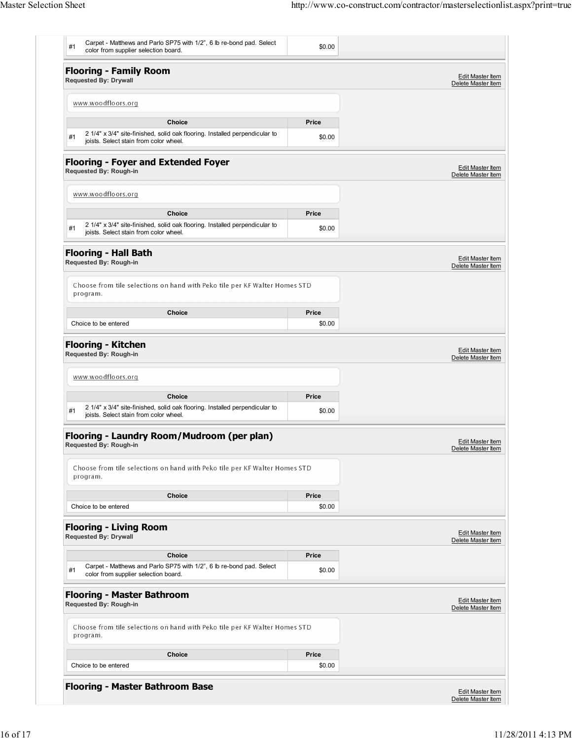| | | |
|---|---|---|
| #1 | Carpet - Matthews and Parlo SP75 with 1/2", 6 lb re-bond pad. Select color from supplier selection board. | $0.00 |

## Flooring - Family Room

**Requested By: Drywall**

Edit Master Item
Delete Master Item

www.woodfloors.org

| | Choice | Price |
|---|---|---|
| #1 | 2 1/4" x 3/4" site-finished, solid oak flooring. Installed perpendicular to joists. Select stain from color wheel. | $0.00 |

## Flooring - Foyer and Extended Foyer

**Requested By: Rough-in**

Edit Master Item
Delete Master Item

www.woodfloors.org

| | Choice | Price |
|---|---|---|
| #1 | 2 1/4" x 3/4" site-finished, solid oak flooring. Installed perpendicular to joists. Select stain from color wheel. | $0.00 |

## Flooring - Hall Bath

**Requested By: Rough-in**

Edit Master Item
Delete Master Item

Choose from tile selections on hand with Peko tile per KF Walter Homes STD program.

| Choice | Price |
|---|---|
| Choice to be entered | $0.00 |

## Flooring - Kitchen

**Requested By: Rough-in**

Edit Master Item
Delete Master Item

www.woodfloors.org

| | Choice | Price |
|---|---|---|
| #1 | 2 1/4" x 3/4" site-finished, solid oak flooring. Installed perpendicular to joists. Select stain from color wheel. | $0.00 |

## Flooring - Laundry Room/Mudroom (per plan)

**Requested By: Rough-in**

Edit Master Item
Delete Master Item

Choose from tile selections on hand with Peko tile per KF Walter Homes STD program.

| Choice | Price |
|---|---|
| Choice to be entered | $0.00 |

## Flooring - Living Room

**Requested By: Drywall**

Edit Master Item
Delete Master Item

| | Choice | Price |
|---|---|---|
| #1 | Carpet - Matthews and Parlo SP75 with 1/2", 6 lb re-bond pad. Select color from supplier selection board. | $0.00 |

## Flooring - Master Bathroom

**Requested By: Rough-in**

Edit Master Item
Delete Master Item

Choose from tile selections on hand with Peko tile per KF Walter Homes STD program.

| Choice | Price |
|---|---|
| Choice to be entered | $0.00 |

## Flooring - Master Bathroom Base

Edit Master Item
Delete Master Item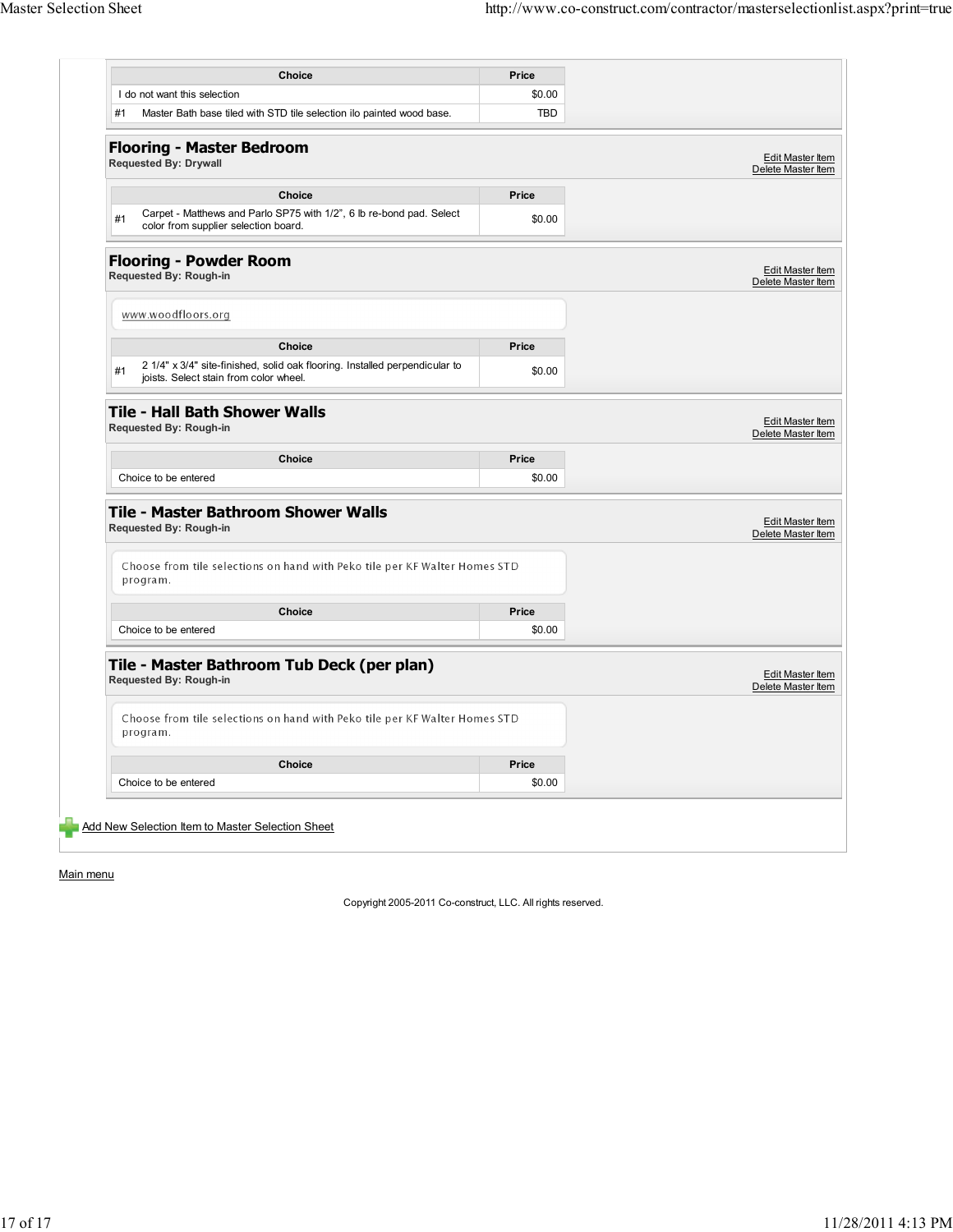| Choice | | Price |
| --- | --- | --- |
| I do not want this selection | | $0.00 |
| #1 | Master Bath base tiled with STD tile selection ilo painted wood base. | TBD |

## Flooring - Master Bedroom

**Requested By: Drywall**

Edit Master Item
Delete Master Item

| Choice | | Price |
| --- | --- | --- |
| #1 | Carpet - Matthews and Parlo SP75 with 1/2", 6 lb re-bond pad. Select color from supplier selection board. | $0.00 |

## Flooring - Powder Room

**Requested By: Rough-in**

Edit Master Item
Delete Master Item

www.woodfloors.org

| Choice | | Price |
| --- | --- | --- |
| #1 | 2 1/4" x 3/4" site-finished, solid oak flooring. Installed perpendicular to joists. Select stain from color wheel. | $0.00 |

## Tile - Hall Bath Shower Walls

**Requested By: Rough-in**

Edit Master Item
Delete Master Item

| Choice | Price |
| --- | --- |
| Choice to be entered | $0.00 |

## Tile - Master Bathroom Shower Walls

**Requested By: Rough-in**

Edit Master Item
Delete Master Item

Choose from tile selections on hand with Peko tile per KF Walter Homes STD program.

| Choice | Price |
| --- | --- |
| Choice to be entered | $0.00 |

## Tile - Master Bathroom Tub Deck (per plan)

**Requested By: Rough-in**

Edit Master Item
Delete Master Item

Choose from tile selections on hand with Peko tile per KF Walter Homes STD program.

| Choice | Price |
| --- | --- |
| Choice to be entered | $0.00 |

Add New Selection Item to Master Selection Sheet

Main menu

Copyright 2005-2011 Co-construct, LLC. All rights reserved.